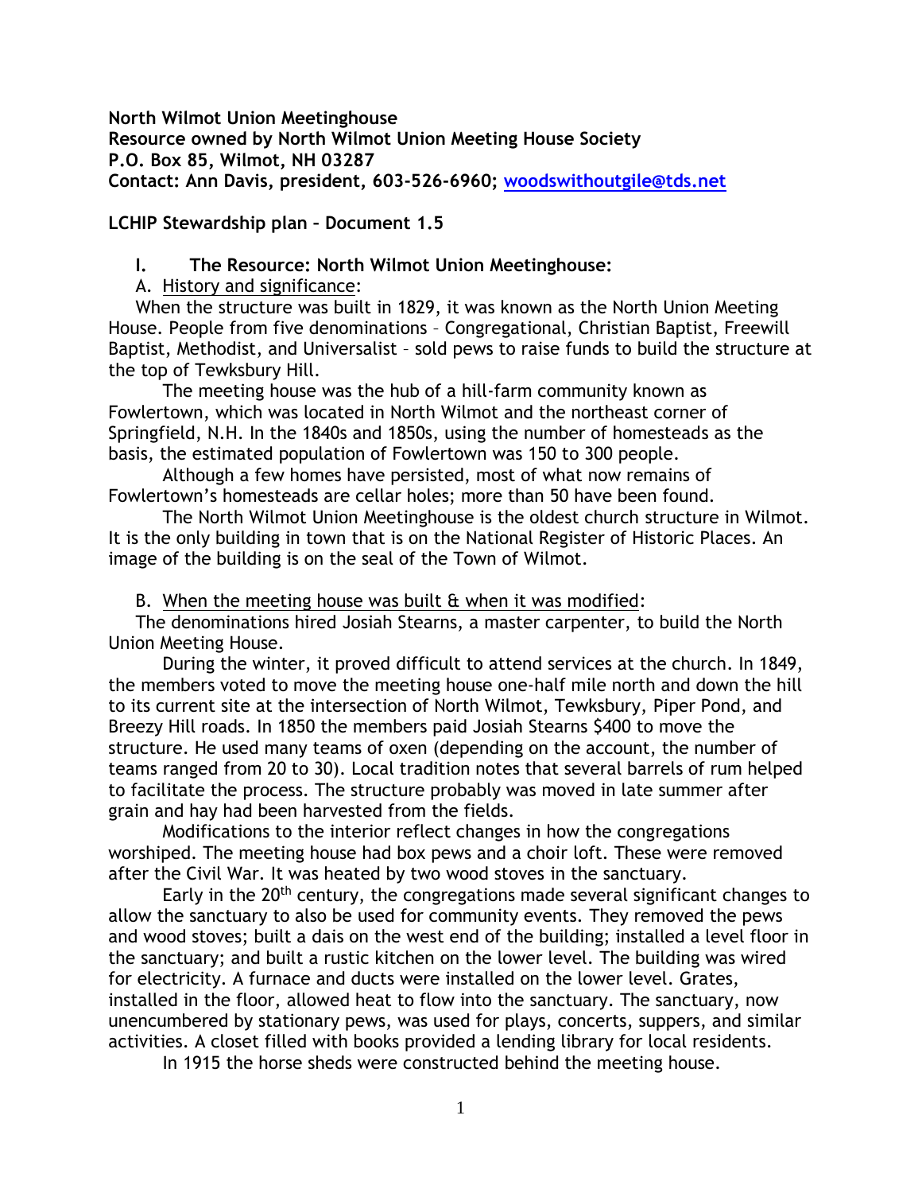**North Wilmot Union Meetinghouse**
**Resource owned by North Wilmot Union Meeting House Society**
**P.O. Box 85, Wilmot, NH 03287**
**Contact: Ann Davis, president, 603-526-6960; woodswithoutgile@tds.net**

**LCHIP Stewardship plan – Document 1.5**

## I. The Resource: North Wilmot Union Meetinghouse:

### A. History and significance:

When the structure was built in 1829, it was known as the North Union Meeting House. People from five denominations – Congregational, Christian Baptist, Freewill Baptist, Methodist, and Universalist – sold pews to raise funds to build the structure at the top of Tewksbury Hill.

The meeting house was the hub of a hill-farm community known as Fowlertown, which was located in North Wilmot and the northeast corner of Springfield, N.H. In the 1840s and 1850s, using the number of homesteads as the basis, the estimated population of Fowlertown was 150 to 300 people.

Although a few homes have persisted, most of what now remains of Fowlertown's homesteads are cellar holes; more than 50 have been found.

The North Wilmot Union Meetinghouse is the oldest church structure in Wilmot. It is the only building in town that is on the National Register of Historic Places. An image of the building is on the seal of the Town of Wilmot.

### B. When the meeting house was built & when it was modified:

The denominations hired Josiah Stearns, a master carpenter, to build the North Union Meeting House.

During the winter, it proved difficult to attend services at the church. In 1849, the members voted to move the meeting house one-half mile north and down the hill to its current site at the intersection of North Wilmot, Tewksbury, Piper Pond, and Breezy Hill roads. In 1850 the members paid Josiah Stearns $400 to move the structure. He used many teams of oxen (depending on the account, the number of teams ranged from 20 to 30). Local tradition notes that several barrels of rum helped to facilitate the process. The structure probably was moved in late summer after grain and hay had been harvested from the fields.

Modifications to the interior reflect changes in how the congregations worshiped. The meeting house had box pews and a choir loft. These were removed after the Civil War. It was heated by two wood stoves in the sanctuary.

Early in the 20th century, the congregations made several significant changes to allow the sanctuary to also be used for community events. They removed the pews and wood stoves; built a dais on the west end of the building; installed a level floor in the sanctuary; and built a rustic kitchen on the lower level. The building was wired for electricity. A furnace and ducts were installed on the lower level. Grates, installed in the floor, allowed heat to flow into the sanctuary. The sanctuary, now unencumbered by stationary pews, was used for plays, concerts, suppers, and similar activities. A closet filled with books provided a lending library for local residents.

In 1915 the horse sheds were constructed behind the meeting house.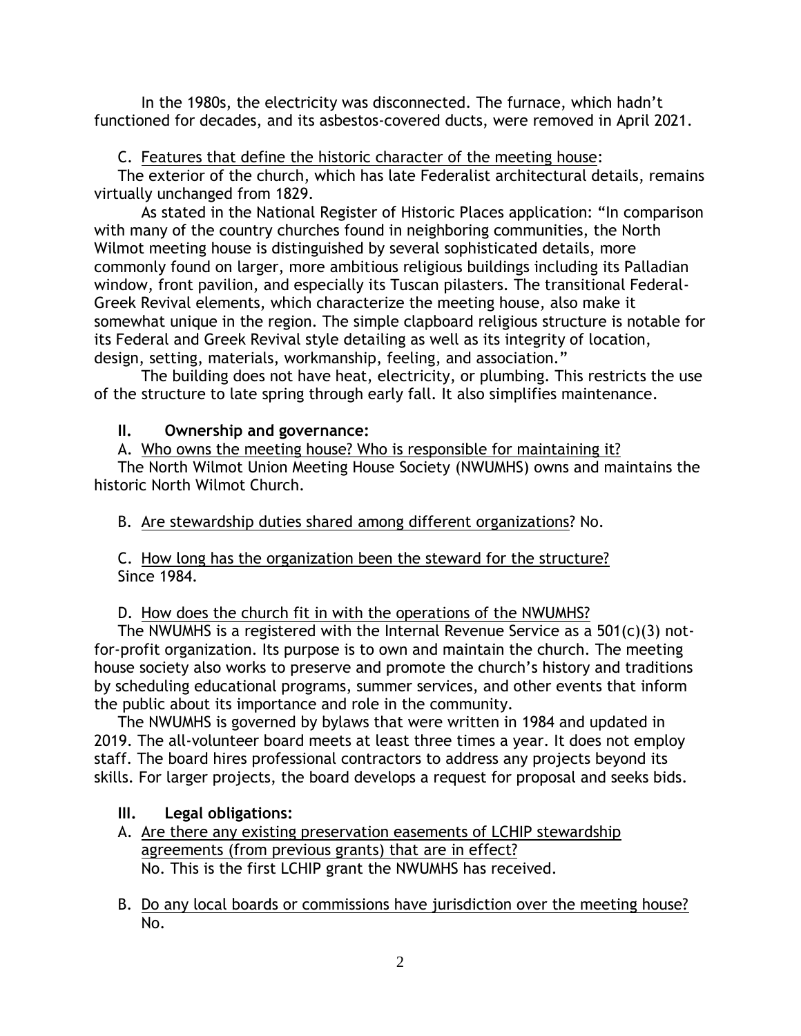In the 1980s, the electricity was disconnected. The furnace, which hadn't functioned for decades, and its asbestos-covered ducts, were removed in April 2021.

C. Features that define the historic character of the meeting house:

The exterior of the church, which has late Federalist architectural details, remains virtually unchanged from 1829.

As stated in the National Register of Historic Places application: "In comparison with many of the country churches found in neighboring communities, the North Wilmot meeting house is distinguished by several sophisticated details, more commonly found on larger, more ambitious religious buildings including its Palladian window, front pavilion, and especially its Tuscan pilasters. The transitional Federal-Greek Revival elements, which characterize the meeting house, also make it somewhat unique in the region. The simple clapboard religious structure is notable for its Federal and Greek Revival style detailing as well as its integrity of location, design, setting, materials, workmanship, feeling, and association."

The building does not have heat, electricity, or plumbing. This restricts the use of the structure to late spring through early fall. It also simplifies maintenance.

## II. Ownership and governance:

A. Who owns the meeting house? Who is responsible for maintaining it?

The North Wilmot Union Meeting House Society (NWUMHS) owns and maintains the historic North Wilmot Church.

B. Are stewardship duties shared among different organizations? No.

C. How long has the organization been the steward for the structure?
Since 1984.

D. How does the church fit in with the operations of the NWUMHS?

The NWUMHS is a registered with the Internal Revenue Service as a 501(c)(3) not-for-profit organization. Its purpose is to own and maintain the church. The meeting house society also works to preserve and promote the church's history and traditions by scheduling educational programs, summer services, and other events that inform the public about its importance and role in the community.

The NWUMHS is governed by bylaws that were written in 1984 and updated in 2019. The all-volunteer board meets at least three times a year. It does not employ staff. The board hires professional contractors to address any projects beyond its skills. For larger projects, the board develops a request for proposal and seeks bids.

## III. Legal obligations:

A. Are there any existing preservation easements of LCHIP stewardship agreements (from previous grants) that are in effect?
No. This is the first LCHIP grant the NWUMHS has received.

B. Do any local boards or commissions have jurisdiction over the meeting house?
No.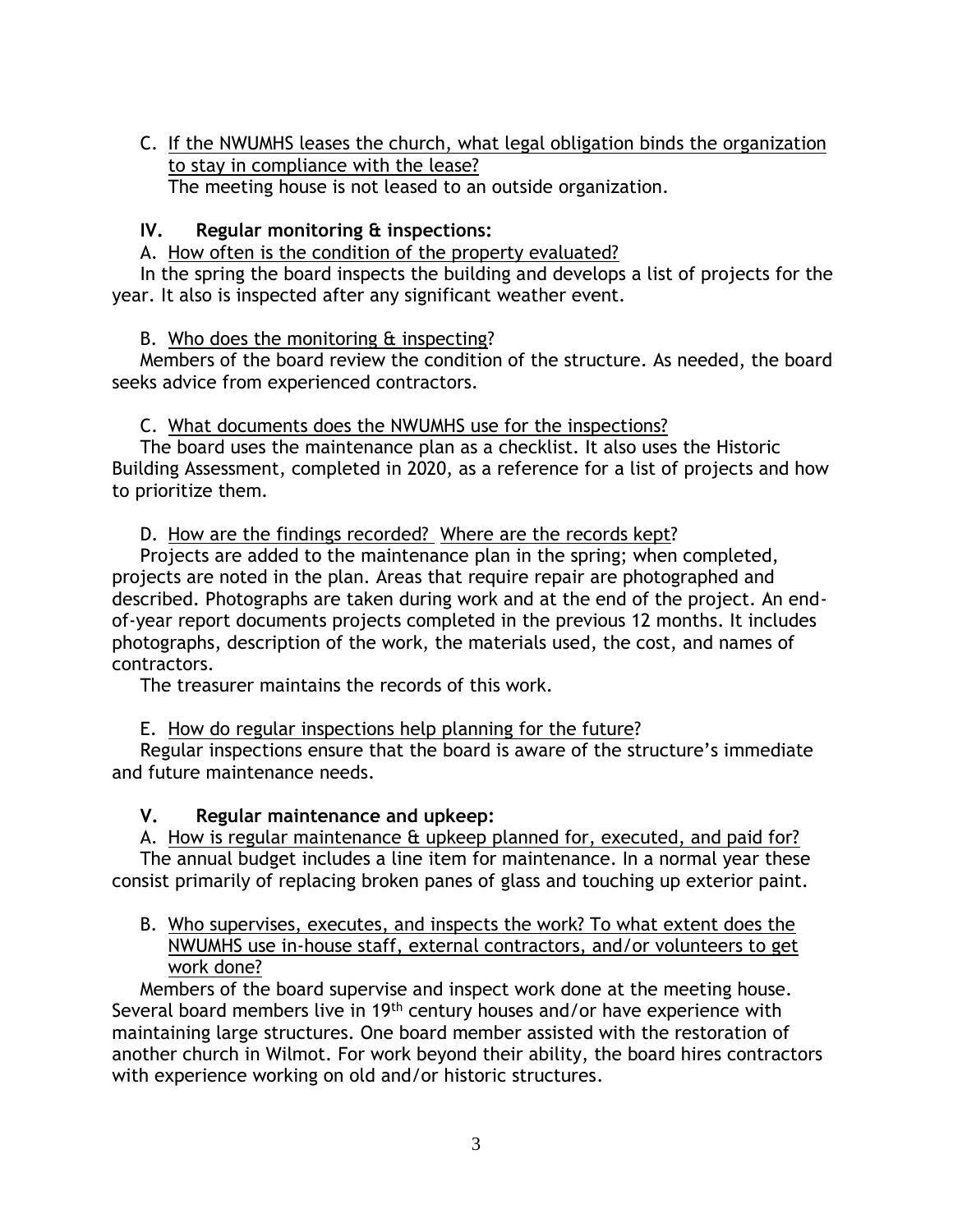C. <u>If the NWUMHS leases the church, what legal obligation binds the organization to stay in compliance with the lease?</u>
The meeting house is not leased to an outside organization.

## IV. Regular monitoring & inspections:

A. <u>How often is the condition of the property evaluated?</u>

In the spring the board inspects the building and develops a list of projects for the year. It also is inspected after any significant weather event.

B. <u>Who does the monitoring & inspecting</u>?

Members of the board review the condition of the structure. As needed, the board seeks advice from experienced contractors.

C. <u>What documents does the NWUMHS use for the inspections?</u>

The board uses the maintenance plan as a checklist. It also uses the Historic Building Assessment, completed in 2020, as a reference for a list of projects and how to prioritize them.

D. <u>How are the findings recorded?</u> <u>Where are the records kept</u>?

Projects are added to the maintenance plan in the spring; when completed, projects are noted in the plan. Areas that require repair are photographed and described. Photographs are taken during work and at the end of the project. An end-of-year report documents projects completed in the previous 12 months. It includes photographs, description of the work, the materials used, the cost, and names of contractors.

The treasurer maintains the records of this work.

E. <u>How do regular inspections help planning for the future</u>?

Regular inspections ensure that the board is aware of the structure's immediate and future maintenance needs.

## V. Regular maintenance and upkeep:

A. <u>How is regular maintenance & upkeep planned for, executed, and paid for?</u>

The annual budget includes a line item for maintenance. In a normal year these consist primarily of replacing broken panes of glass and touching up exterior paint.

B. <u>Who supervises, executes, and inspects the work? To what extent does the NWUMHS use in-house staff, external contractors, and/or volunteers to get work done?</u>

Members of the board supervise and inspect work done at the meeting house. Several board members live in 19th century houses and/or have experience with maintaining large structures. One board member assisted with the restoration of another church in Wilmot. For work beyond their ability, the board hires contractors with experience working on old and/or historic structures.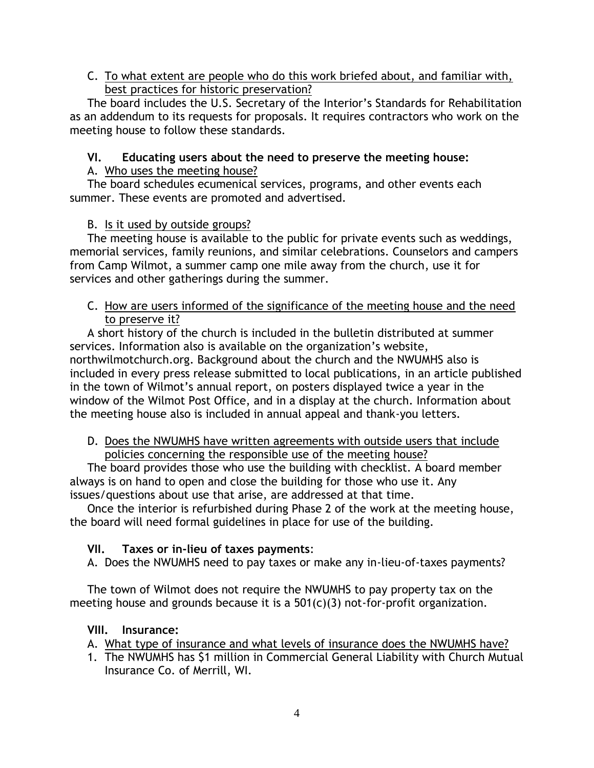C. <u>To what extent are people who do this work briefed about, and familiar with, best practices for historic preservation?</u>

The board includes the U.S. Secretary of the Interior's Standards for Rehabilitation as an addendum to its requests for proposals. It requires contractors who work on the meeting house to follow these standards.

### VI. Educating users about the need to preserve the meeting house:

A. <u>Who uses the meeting house?</u>

The board schedules ecumenical services, programs, and other events each summer. These events are promoted and advertised.

B. <u>Is it used by outside groups?</u>

The meeting house is available to the public for private events such as weddings, memorial services, family reunions, and similar celebrations. Counselors and campers from Camp Wilmot, a summer camp one mile away from the church, use it for services and other gatherings during the summer.

C. <u>How are users informed of the significance of the meeting house and the need to preserve it?</u>

A short history of the church is included in the bulletin distributed at summer services. Information also is available on the organization's website, northwilmotchurch.org. Background about the church and the NWUMHS also is included in every press release submitted to local publications, in an article published in the town of Wilmot's annual report, on posters displayed twice a year in the window of the Wilmot Post Office, and in a display at the church. Information about the meeting house also is included in annual appeal and thank-you letters.

D. <u>Does the NWUMHS have written agreements with outside users that include policies concerning the responsible use of the meeting house?</u>

The board provides those who use the building with checklist. A board member always is on hand to open and close the building for those who use it. Any issues/questions about use that arise, are addressed at that time.

Once the interior is refurbished during Phase 2 of the work at the meeting house, the board will need formal guidelines in place for use of the building.

### VII. Taxes or in-lieu of taxes payments:

A. Does the NWUMHS need to pay taxes or make any in-lieu-of-taxes payments?

The town of Wilmot does not require the NWUMHS to pay property tax on the meeting house and grounds because it is a 501(c)(3) not-for-profit organization.

### VIII. Insurance:

A. <u>What type of insurance and what levels of insurance does the NWUMHS have?</u>

1. The NWUMHS has $1 million in Commercial General Liability with Church Mutual Insurance Co. of Merrill, WI.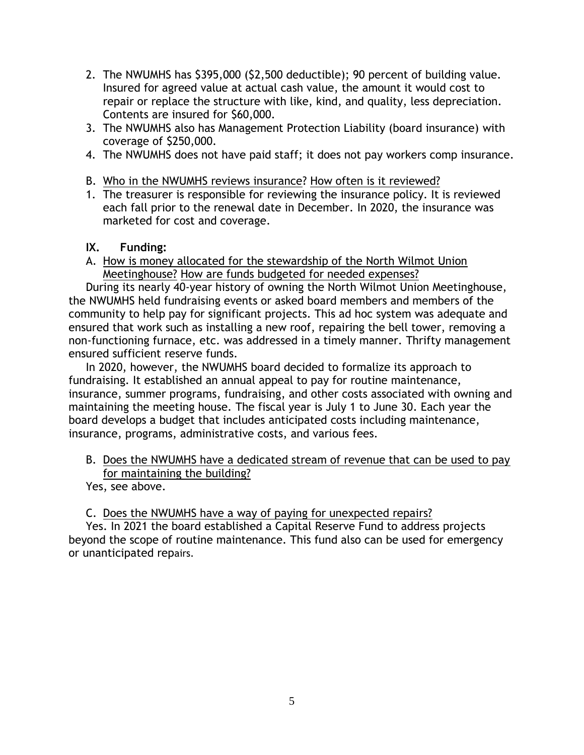2. The NWUMHS has $395,000 ($2,500 deductible); 90 percent of building value. Insured for agreed value at actual cash value, the amount it would cost to repair or replace the structure with like, kind, and quality, less depreciation. Contents are insured for $60,000.
3. The NWUMHS also has Management Protection Liability (board insurance) with coverage of $250,000.
4. The NWUMHS does not have paid staff; it does not pay workers comp insurance.

B. <u>Who in the NWUMHS reviews insurance</u>? <u>How often is it reviewed?</u>

1. The treasurer is responsible for reviewing the insurance policy. It is reviewed each fall prior to the renewal date in December. In 2020, the insurance was marketed for cost and coverage.

## IX. Funding:

A. <u>How is money allocated for the stewardship of the North Wilmot Union Meetinghouse?</u> <u>How are funds budgeted for needed expenses?</u>

During its nearly 40-year history of owning the North Wilmot Union Meetinghouse, the NWUMHS held fundraising events or asked board members and members of the community to help pay for significant projects. This ad hoc system was adequate and ensured that work such as installing a new roof, repairing the bell tower, removing a non-functioning furnace, etc. was addressed in a timely manner. Thrifty management ensured sufficient reserve funds.

In 2020, however, the NWUMHS board decided to formalize its approach to fundraising. It established an annual appeal to pay for routine maintenance, insurance, summer programs, fundraising, and other costs associated with owning and maintaining the meeting house. The fiscal year is July 1 to June 30. Each year the board develops a budget that includes anticipated costs including maintenance, insurance, programs, administrative costs, and various fees.

B. <u>Does the NWUMHS have a dedicated stream of revenue that can be used to pay for maintaining the building?</u>

Yes, see above.

C. <u>Does the NWUMHS have a way of paying for unexpected repairs?</u>

Yes. In 2021 the board established a Capital Reserve Fund to address projects beyond the scope of routine maintenance. This fund also can be used for emergency or unanticipated repairs.